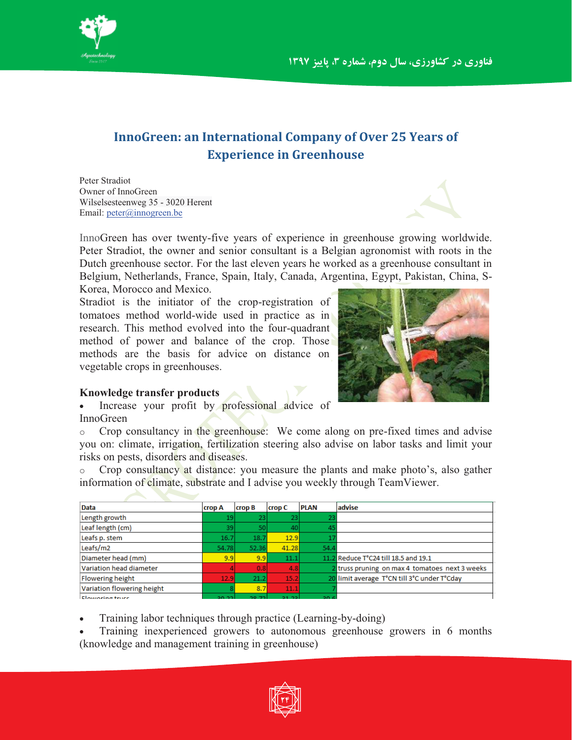# InnoGreen: an International Company of Over 25 Years of Experience in Greenhouse

Peter Stradiot
Owner of InnoGreen
Wilselsesteenweg 35 - 3020 Herent
Email: peter@innogreen.be

InnoGreen has over twenty-five years of experience in greenhouse growing worldwide. Peter Stradiot, the owner and senior consultant is a Belgian agronomist with roots in the Dutch greenhouse sector. For the last eleven years he worked as a greenhouse consultant in Belgium, Netherlands, France, Spain, Italy, Canada, Argentina, Egypt, Pakistan, China, S-Korea, Morocco and Mexico.

Stradiot is the initiator of the crop-registration of tomatoes method world-wide used in practice as in research. This method evolved into the four-quadrant method of power and balance of the crop. Those methods are the basis for advice on distance on vegetable crops in greenhouses.

### Knowledge transfer products

- Increase your profit by professional advice of InnoGreen
  - Crop consultancy in the greenhouse: We come along on pre-fixed times and advise you on: climate, irrigation, fertilization steering also advise on labor tasks and limit your risks on pests, disorders and diseases.
  - Crop consultancy at distance: you measure the plants and make photo's, also gather information of climate, substrate and I advise you weekly through TeamViewer.

| Data | crop A | crop B | crop C | PLAN | advise |
|---|---|---|---|---|---|
| Length growth | 19 | 23 | 23 | 23 | |
| Leaf length (cm) | 39 | 50 | 40 | 45 | |
| Leafs p. stem | 16.7 | 18.7 | 12.9 | 17 | |
| Leafs/m2 | 54.78 | 52.36 | 41.28 | 54.4 | |
| Diameter head (mm) | 9.9 | 9.9 | 11.1 | 11.2 | Reduce T°C24 till 18.5 and 19.1 |
| Variation head diameter | 4 | 0.8 | 4.8 | 2 | truss pruning on max 4 tomatoes next 3 weeks |
| Flowering height | 12.9 | 21.2 | 15.2 | 20 | limit average T°CN till 3°C under T°Cday |
| Variation flowering height | 8 | 8.7 | 11.1 | 7 | |
| Flowering truss | 30.22 | 28.72 | 31.23 | 30.6 | |

- Training labor techniques through practice (Learning-by-doing)
- Training inexperienced growers to autonomous greenhouse growers in 6 months (knowledge and management training in greenhouse)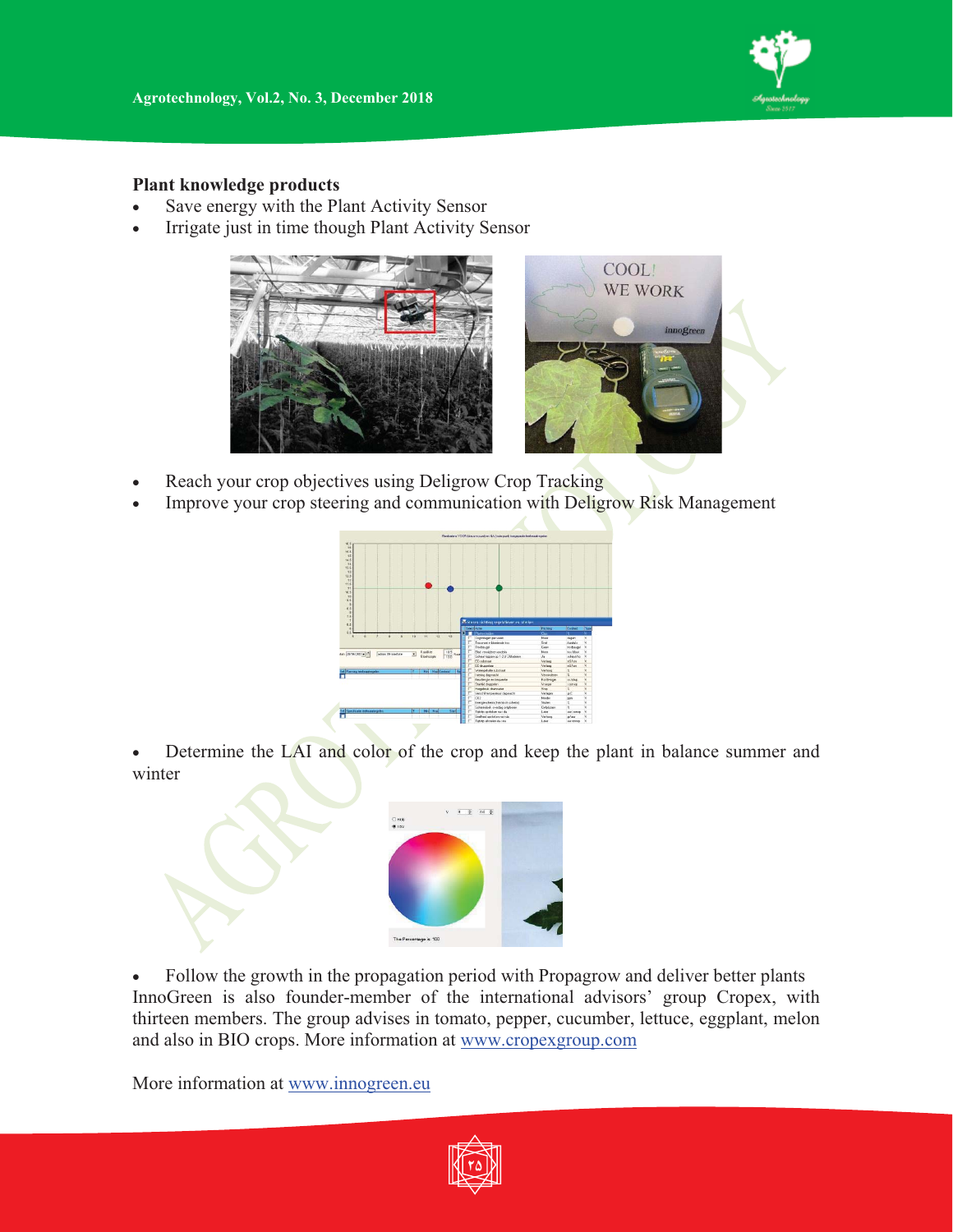**Plant knowledge products**

- Save energy with the Plant Activity Sensor
- Irrigate just in time though Plant Activity Sensor

- Reach your crop objectives using Deligrow Crop Tracking
- Improve your crop steering and communication with Deligrow Risk Management

- Determine the LAI and color of the crop and keep the plant in balance summer and winter

- Follow the growth in the propagation period with Propagrow and deliver better plants

InnoGreen is also founder-member of the international advisors' group Cropex, with thirteen members. The group advises in tomato, pepper, cucumber, lettuce, eggplant, melon and also in BIO crops. More information at www.cropexgroup.com

More information at www.innogreen.eu